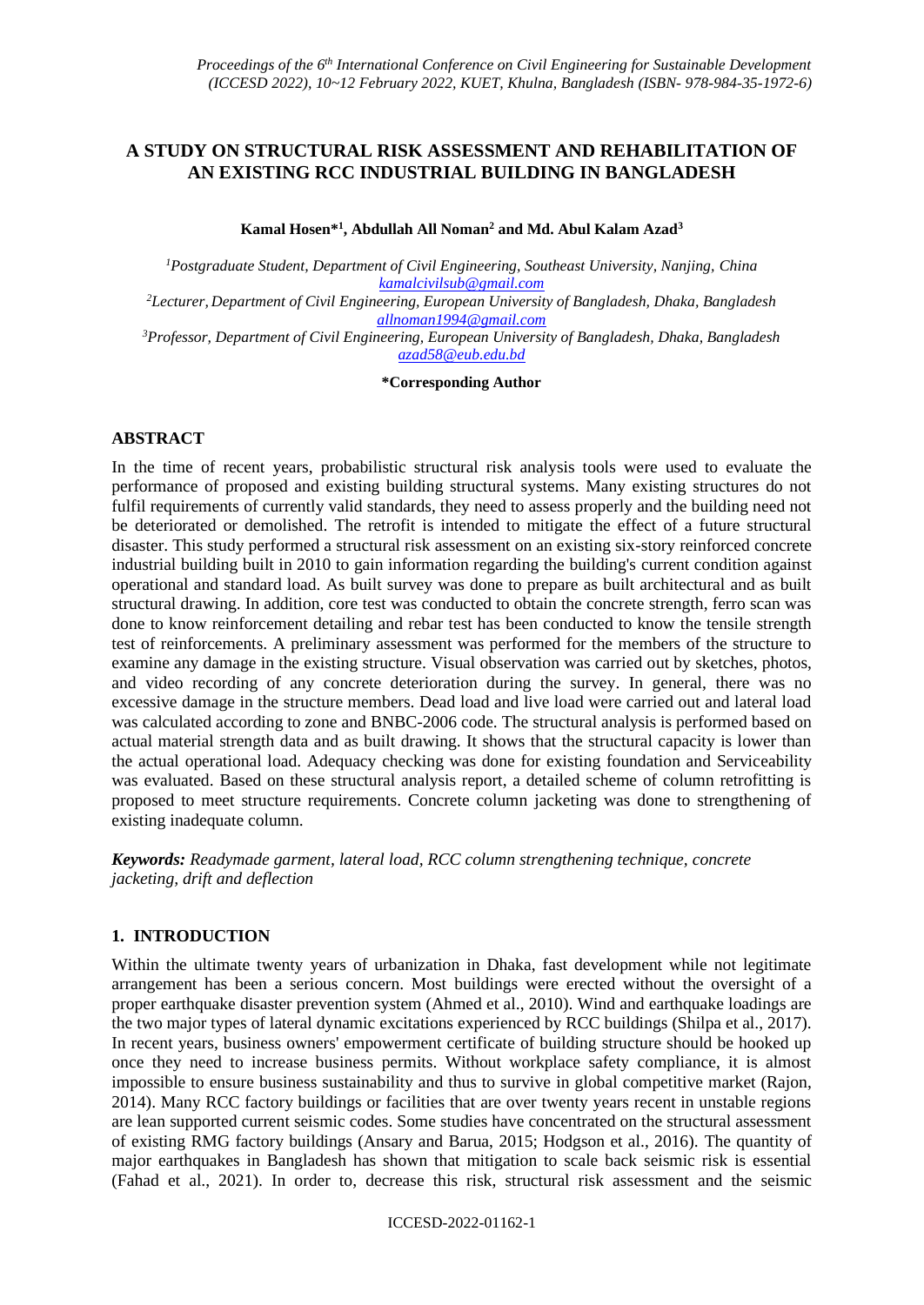# A STUDY ON STRUCTURAL RISK ASSESSMENT AND REHABILITATION OF AN EXISTING RCC INDUSTRIAL BUILDING IN BANGLADESH

**Kamal Hosen*[1], Abdullah All Noman[2] and Md. Abul Kalam Azad[3]**

*[1]Postgraduate Student, Department of Civil Engineering, Southeast University, Nanjing, China*
*kamalcivilsub@gmail.com*

*[2]Lecturer, Department of Civil Engineering, European University of Bangladesh, Dhaka, Bangladesh*
*allnoman1994@gmail.com*

*[3]Professor, Department of Civil Engineering, European University of Bangladesh, Dhaka, Bangladesh*
*azad58@eub.edu.bd*

**\*Corresponding Author**

## ABSTRACT

In the time of recent years, probabilistic structural risk analysis tools were used to evaluate the performance of proposed and existing building structural systems. Many existing structures do not fulfil requirements of currently valid standards, they need to assess properly and the building need not be deteriorated or demolished. The retrofit is intended to mitigate the effect of a future structural disaster. This study performed a structural risk assessment on an existing six-story reinforced concrete industrial building built in 2010 to gain information regarding the building's current condition against operational and standard load. As built survey was done to prepare as built architectural and as built structural drawing. In addition, core test was conducted to obtain the concrete strength, ferro scan was done to know reinforcement detailing and rebar test has been conducted to know the tensile strength test of reinforcements. A preliminary assessment was performed for the members of the structure to examine any damage in the existing structure. Visual observation was carried out by sketches, photos, and video recording of any concrete deterioration during the survey. In general, there was no excessive damage in the structure members. Dead load and live load were carried out and lateral load was calculated according to zone and BNBC-2006 code. The structural analysis is performed based on actual material strength data and as built drawing. It shows that the structural capacity is lower than the actual operational load. Adequacy checking was done for existing foundation and Serviceability was evaluated. Based on these structural analysis report, a detailed scheme of column retrofitting is proposed to meet structure requirements. Concrete column jacketing was done to strengthening of existing inadequate column.

***Keywords:*** *Readymade garment, lateral load, RCC column strengthening technique, concrete jacketing, drift and deflection*

## 1. INTRODUCTION

Within the ultimate twenty years of urbanization in Dhaka, fast development while not legitimate arrangement has been a serious concern. Most buildings were erected without the oversight of a proper earthquake disaster prevention system (Ahmed et al., 2010). Wind and earthquake loadings are the two major types of lateral dynamic excitations experienced by RCC buildings (Shilpa et al., 2017). In recent years, business owners' empowerment certificate of building structure should be hooked up once they need to increase business permits. Without workplace safety compliance, it is almost impossible to ensure business sustainability and thus to survive in global competitive market (Rajon, 2014). Many RCC factory buildings or facilities that are over twenty years recent in unstable regions are lean supported current seismic codes. Some studies have concentrated on the structural assessment of existing RMG factory buildings (Ansary and Barua, 2015; Hodgson et al., 2016). The quantity of major earthquakes in Bangladesh has shown that mitigation to scale back seismic risk is essential (Fahad et al., 2021). In order to, decrease this risk, structural risk assessment and the seismic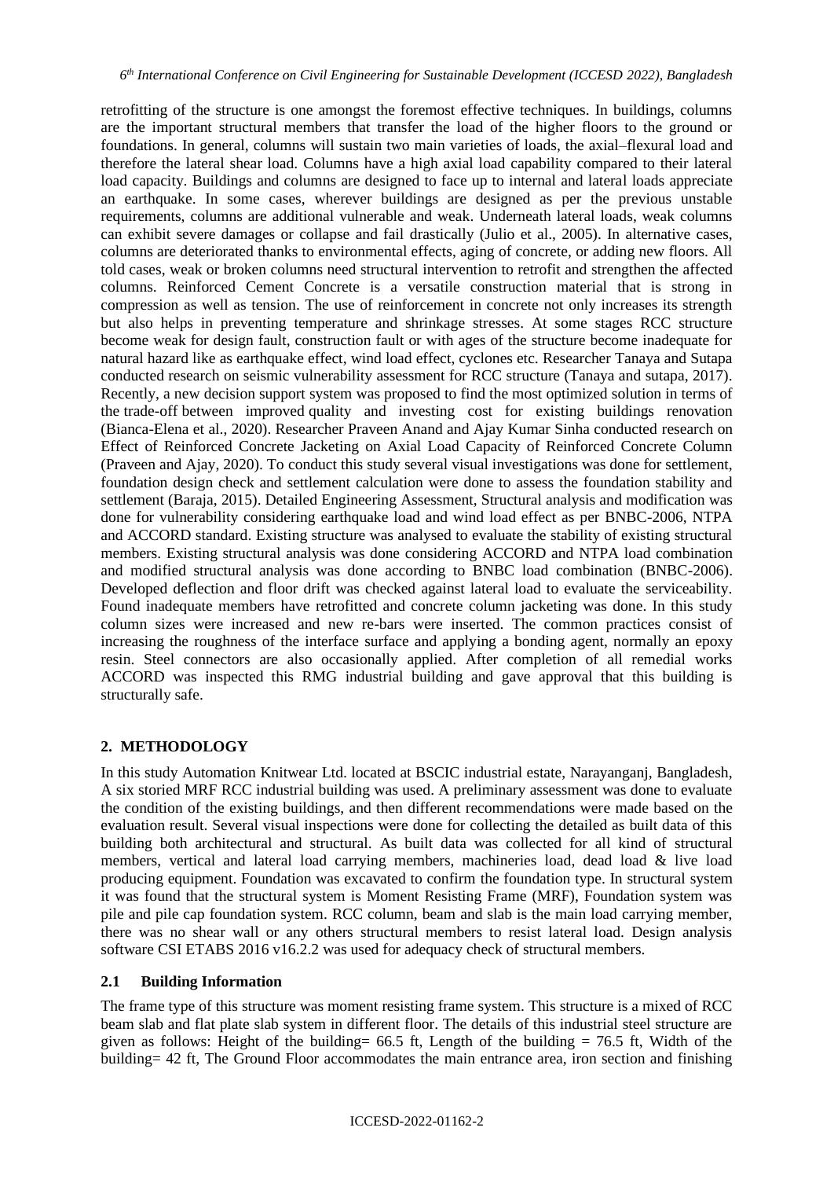retrofitting of the structure is one amongst the foremost effective techniques. In buildings, columns are the important structural members that transfer the load of the higher floors to the ground or foundations. In general, columns will sustain two main varieties of loads, the axial–flexural load and therefore the lateral shear load. Columns have a high axial load capability compared to their lateral load capacity. Buildings and columns are designed to face up to internal and lateral loads appreciate an earthquake. In some cases, wherever buildings are designed as per the previous unstable requirements, columns are additional vulnerable and weak. Underneath lateral loads, weak columns can exhibit severe damages or collapse and fail drastically (Julio et al., 2005). In alternative cases, columns are deteriorated thanks to environmental effects, aging of concrete, or adding new floors. All told cases, weak or broken columns need structural intervention to retrofit and strengthen the affected columns. Reinforced Cement Concrete is a versatile construction material that is strong in compression as well as tension. The use of reinforcement in concrete not only increases its strength but also helps in preventing temperature and shrinkage stresses. At some stages RCC structure become weak for design fault, construction fault or with ages of the structure become inadequate for natural hazard like as earthquake effect, wind load effect, cyclones etc. Researcher Tanaya and Sutapa conducted research on seismic vulnerability assessment for RCC structure (Tanaya and sutapa, 2017). Recently, a new decision support system was proposed to find the most optimized solution in terms of the trade-off between improved quality and investing cost for existing buildings renovation (Bianca-Elena et al., 2020). Researcher Praveen Anand and Ajay Kumar Sinha conducted research on Effect of Reinforced Concrete Jacketing on Axial Load Capacity of Reinforced Concrete Column (Praveen and Ajay, 2020). To conduct this study several visual investigations was done for settlement, foundation design check and settlement calculation were done to assess the foundation stability and settlement (Baraja, 2015). Detailed Engineering Assessment, Structural analysis and modification was done for vulnerability considering earthquake load and wind load effect as per BNBC-2006, NTPA and ACCORD standard. Existing structure was analysed to evaluate the stability of existing structural members. Existing structural analysis was done considering ACCORD and NTPA load combination and modified structural analysis was done according to BNBC load combination (BNBC-2006). Developed deflection and floor drift was checked against lateral load to evaluate the serviceability. Found inadequate members have retrofitted and concrete column jacketing was done. In this study column sizes were increased and new re-bars were inserted. The common practices consist of increasing the roughness of the interface surface and applying a bonding agent, normally an epoxy resin. Steel connectors are also occasionally applied. After completion of all remedial works ACCORD was inspected this RMG industrial building and gave approval that this building is structurally safe.

## 2. METHODOLOGY

In this study Automation Knitwear Ltd. located at BSCIC industrial estate, Narayanganj, Bangladesh, A six storied MRF RCC industrial building was used. A preliminary assessment was done to evaluate the condition of the existing buildings, and then different recommendations were made based on the evaluation result. Several visual inspections were done for collecting the detailed as built data of this building both architectural and structural. As built data was collected for all kind of structural members, vertical and lateral load carrying members, machineries load, dead load & live load producing equipment. Foundation was excavated to confirm the foundation type. In structural system it was found that the structural system is Moment Resisting Frame (MRF), Foundation system was pile and pile cap foundation system. RCC column, beam and slab is the main load carrying member, there was no shear wall or any others structural members to resist lateral load. Design analysis software CSI ETABS 2016 v16.2.2 was used for adequacy check of structural members.

### 2.1 Building Information

The frame type of this structure was moment resisting frame system. This structure is a mixed of RCC beam slab and flat plate slab system in different floor. The details of this industrial steel structure are given as follows: Height of the building= 66.5 ft, Length of the building = 76.5 ft, Width of the building= 42 ft, The Ground Floor accommodates the main entrance area, iron section and finishing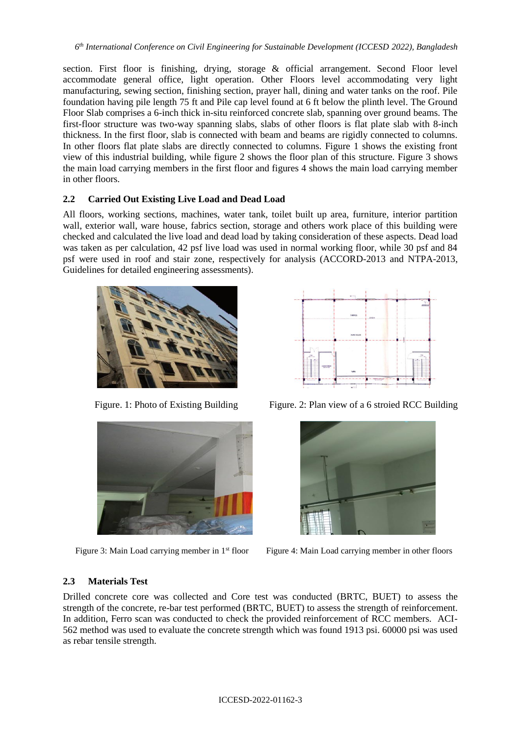section. First floor is finishing, drying, storage & official arrangement. Second Floor level accommodate general office, light operation. Other Floors level accommodating very light manufacturing, sewing section, finishing section, prayer hall, dining and water tanks on the roof. Pile foundation having pile length 75 ft and Pile cap level found at 6 ft below the plinth level. The Ground Floor Slab comprises a 6-inch thick in-situ reinforced concrete slab, spanning over ground beams. The first-floor structure was two-way spanning slabs, slabs of other floors is flat plate slab with 8-inch thickness. In the first floor, slab is connected with beam and beams are rigidly connected to columns. In other floors flat plate slabs are directly connected to columns. Figure 1 shows the existing front view of this industrial building, while figure 2 shows the floor plan of this structure. Figure 3 shows the main load carrying members in the first floor and figures 4 shows the main load carrying member in other floors.

## 2.2 Carried Out Existing Live Load and Dead Load

All floors, working sections, machines, water tank, toilet built up area, furniture, interior partition wall, exterior wall, ware house, fabrics section, storage and others work place of this building were checked and calculated the live load and dead load by taking consideration of these aspects. Dead load was taken as per calculation, 42 psf live load was used in normal working floor, while 30 psf and 84 psf were used in roof and stair zone, respectively for analysis (ACCORD-2013 and NTPA-2013, Guidelines for detailed engineering assessments).

Figure. 1: Photo of Existing Building

Figure. 2: Plan view of a 6 stroied RCC Building

Figure 3: Main Load carrying member in 1st floor

Figure 4: Main Load carrying member in other floors

## 2.3 Materials Test

Drilled concrete core was collected and Core test was conducted (BRTC, BUET) to assess the strength of the concrete, re-bar test performed (BRTC, BUET) to assess the strength of reinforcement. In addition, Ferro scan was conducted to check the provided reinforcement of RCC members. ACI-562 method was used to evaluate the concrete strength which was found 1913 psi. 60000 psi was used as rebar tensile strength.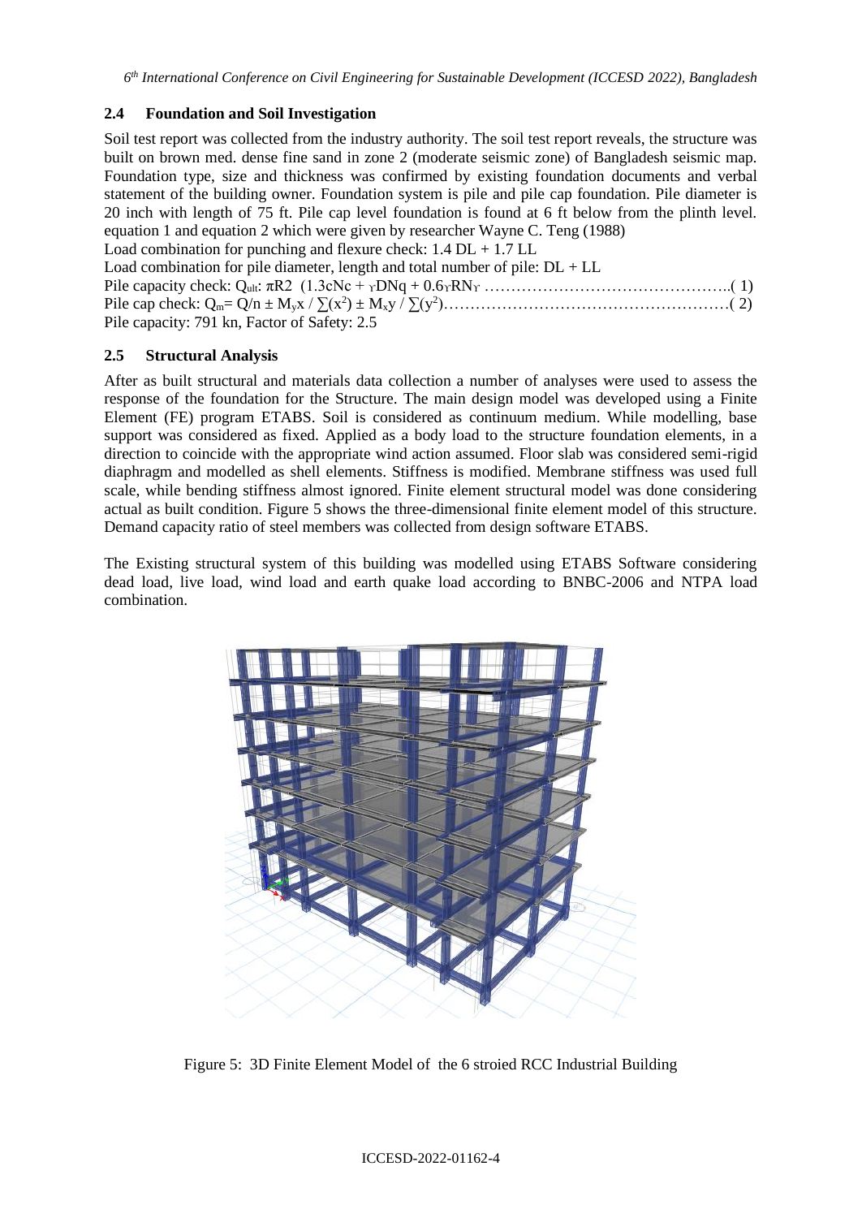## 2.4 Foundation and Soil Investigation

Soil test report was collected from the industry authority. The soil test report reveals, the structure was built on brown med. dense fine sand in zone 2 (moderate seismic zone) of Bangladesh seismic map. Foundation type, size and thickness was confirmed by existing foundation documents and verbal statement of the building owner. Foundation system is pile and pile cap foundation. Pile diameter is 20 inch with length of 75 ft. Pile cap level foundation is found at 6 ft below from the plinth level. equation 1 and equation 2 which were given by researcher Wayne C. Teng (1988)

Load combination for punching and flexure check: 1.4 DL + 1.7 LL

Load combination for pile diameter, length and total number of pile: DL + LL

Pile capacity check: $Q_{ult}$: $\pi R2 \ (1.3cNc + \gamma DNq + 0.6\gamma RN_{\gamma}$ ……………………………………..( 1)

Pile cap check: $Q_m = Q/n \pm M_y x / \sum(x^2) \pm M_x y / \sum(y^2)$………………………………………………( 2)

Pile capacity: 791 kn, Factor of Safety: 2.5

## 2.5 Structural Analysis

After as built structural and materials data collection a number of analyses were used to assess the response of the foundation for the Structure. The main design model was developed using a Finite Element (FE) program ETABS. Soil is considered as continuum medium. While modelling, base support was considered as fixed. Applied as a body load to the structure foundation elements, in a direction to coincide with the appropriate wind action assumed. Floor slab was considered semi-rigid diaphragm and modelled as shell elements. Stiffness is modified. Membrane stiffness was used full scale, while bending stiffness almost ignored. Finite element structural model was done considering actual as built condition. Figure 5 shows the three-dimensional finite element model of this structure. Demand capacity ratio of steel members was collected from design software ETABS.

The Existing structural system of this building was modelled using ETABS Software considering dead load, live load, wind load and earth quake load according to BNBC-2006 and NTPA load combination.

Figure 5: 3D Finite Element Model of the 6 stroied RCC Industrial Building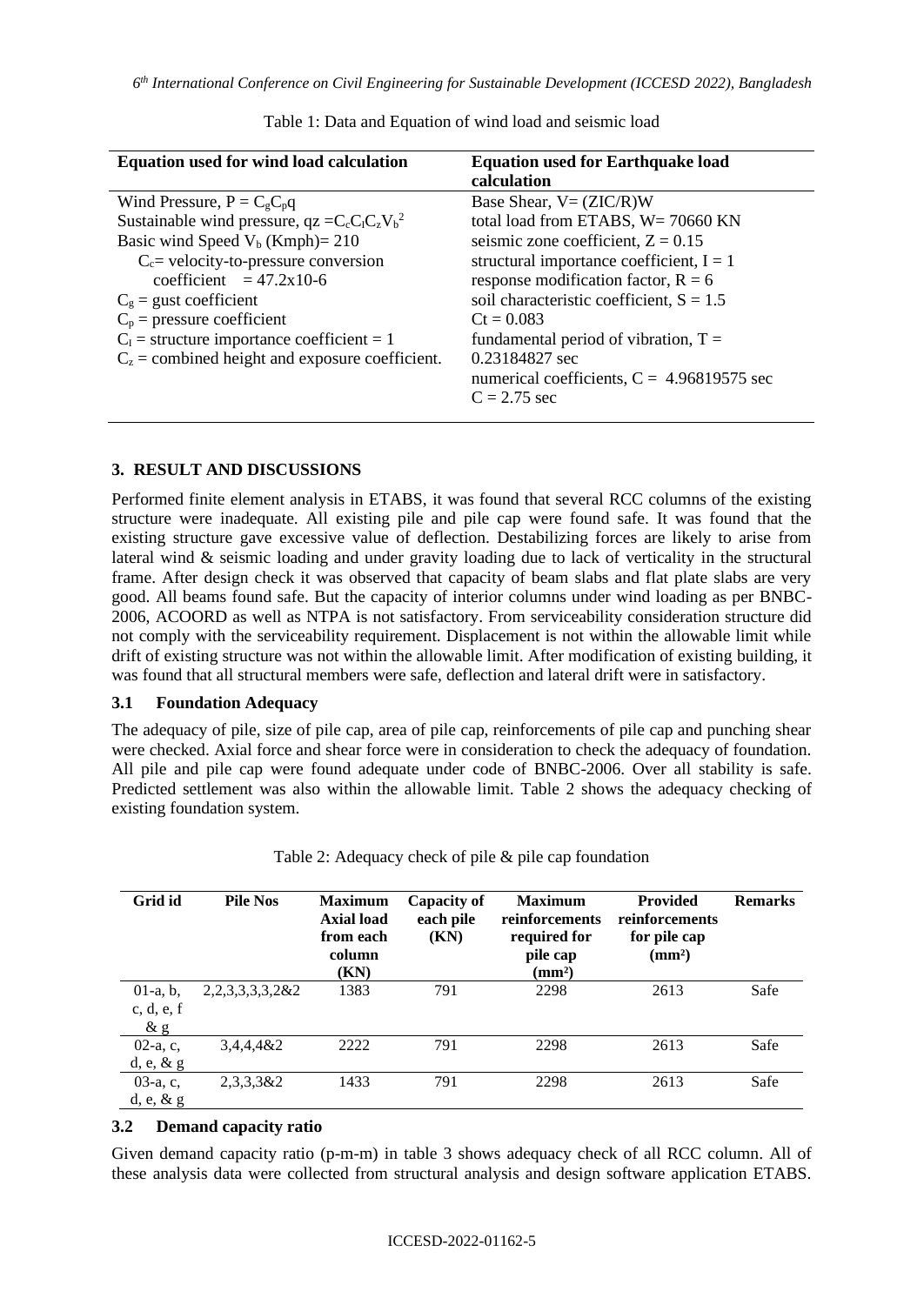Table 1: Data and Equation of wind load and seismic load

| Equation used for wind load calculation | Equation used for Earthquake load calculation |
|---|---|
| Wind Pressure, $P = C_g C_p q$<br>Sustainable wind pressure, $qz = C_c C_I C_z V_b^2$<br>Basic wind Speed $V_b$ (Kmph)= 210<br>$C_c$= velocity-to-pressure conversion coefficient = 47.2x10-6<br>$C_g$ = gust coefficient<br>$C_p$ = pressure coefficient<br>$C_I$ = structure importance coefficient = 1<br>$C_z$ = combined height and exposure coefficient. | Base Shear, V= (ZIC/R)W<br>total load from ETABS, W= 70660 KN<br>seismic zone coefficient, Z = 0.15<br>structural importance coefficient, I = 1<br>response modification factor, R = 6<br>soil characteristic coefficient, S = 1.5<br>Ct = 0.083<br>fundamental period of vibration, T = 0.23184827 sec<br>numerical coefficients, C = 4.96819575 sec<br>C = 2.75 sec |

## 3. RESULT AND DISCUSSIONS

Performed finite element analysis in ETABS, it was found that several RCC columns of the existing structure were inadequate. All existing pile and pile cap were found safe. It was found that the existing structure gave excessive value of deflection. Destabilizing forces are likely to arise from lateral wind & seismic loading and under gravity loading due to lack of verticality in the structural frame. After design check it was observed that capacity of beam slabs and flat plate slabs are very good. All beams found safe. But the capacity of interior columns under wind loading as per BNBC-2006, ACOORD as well as NTPA is not satisfactory. From serviceability consideration structure did not comply with the serviceability requirement. Displacement is not within the allowable limit while drift of existing structure was not within the allowable limit. After modification of existing building, it was found that all structural members were safe, deflection and lateral drift were in satisfactory.

### 3.1 Foundation Adequacy

The adequacy of pile, size of pile cap, area of pile cap, reinforcements of pile cap and punching shear were checked. Axial force and shear force were in consideration to check the adequacy of foundation. All pile and pile cap were found adequate under code of BNBC-2006. Over all stability is safe. Predicted settlement was also within the allowable limit. Table 2 shows the adequacy checking of existing foundation system.

Table 2: Adequacy check of pile & pile cap foundation

| Grid id | Pile Nos | Maximum Axial load from each column (KN) | Capacity of each pile (KN) | Maximum reinforcements required for pile cap (mm²) | Provided reinforcements for pile cap (mm²) | Remarks |
|---|---|---|---|---|---|---|
| 01-a, b, c, d, e, f & g | 2,2,3,3,3,2&2 | 1383 | 791 | 2298 | 2613 | Safe |
| 02-a, c, d, e, & g | 3,4,4,4&2 | 2222 | 791 | 2298 | 2613 | Safe |
| 03-a, c, d, e, & g | 2,3,3,3&2 | 1433 | 791 | 2298 | 2613 | Safe |

### 3.2 Demand capacity ratio

Given demand capacity ratio (p-m-m) in table 3 shows adequacy check of all RCC column. All of these analysis data were collected from structural analysis and design software application ETABS.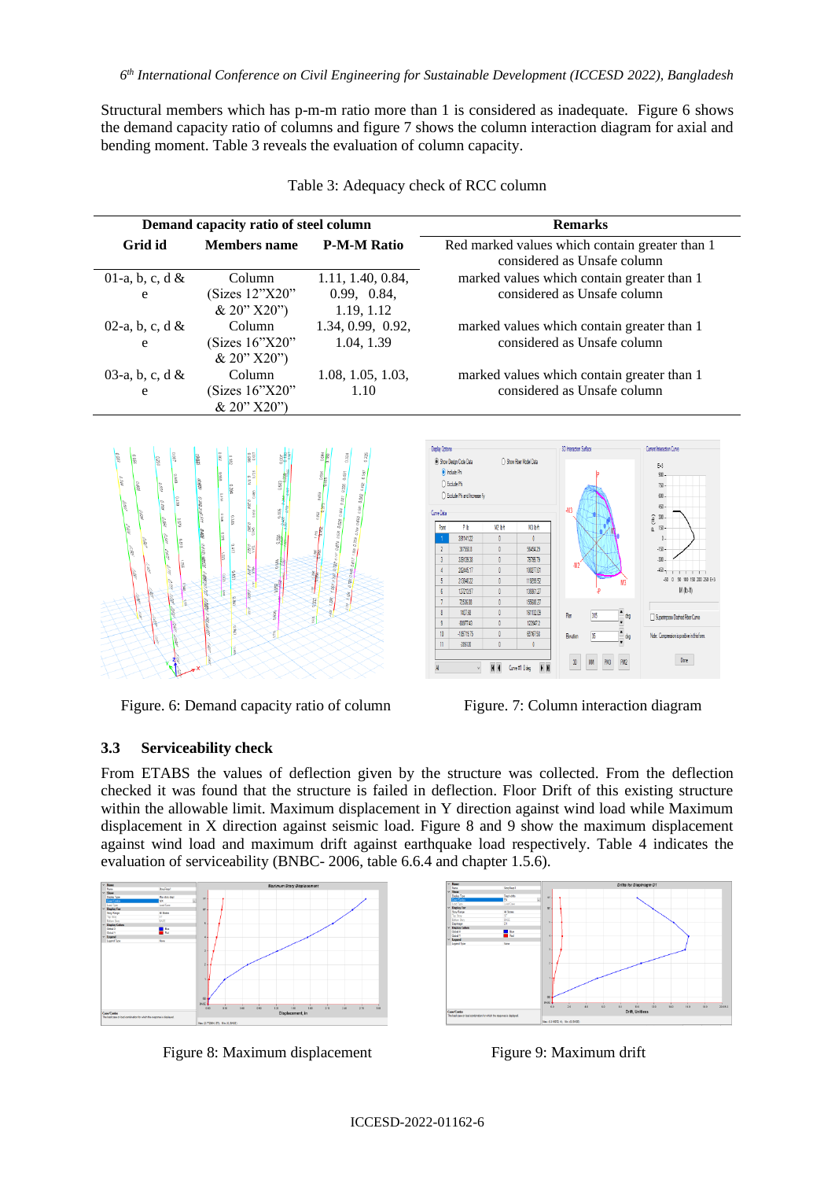Structural members which has p-m-m ratio more than 1 is considered as inadequate. Figure 6 shows the demand capacity ratio of columns and figure 7 shows the column interaction diagram for axial and bending moment. Table 3 reveals the evaluation of column capacity.

Table 3: Adequacy check of RCC column

| Demand capacity ratio of steel column | | | Remarks |
|---|---|---|---|
| **Grid id** | **Members name** | **P-M-M Ratio** | Red marked values which contain greater than 1 considered as Unsafe column |
| 01-a, b, c, d & e | Column (Sizes 12"X20" & 20" X20") | 1.11, 1.40, 0.84, 0.99, 0.84, 1.19, 1.12 | marked values which contain greater than 1 considered as Unsafe column |
| 02-a, b, c, d & e | Column (Sizes 16"X20" & 20" X20") | 1.34, 0.99, 0.92, 1.04, 1.39 | marked values which contain greater than 1 considered as Unsafe column |
| 03-a, b, c, d & e | Column (Sizes 16"X20" & 20" X20") | 1.08, 1.05, 1.03, 1.10 | marked values which contain greater than 1 considered as Unsafe column |

Figure. 6: Demand capacity ratio of column

Figure. 7: Column interaction diagram

### 3.3 Serviceability check

From ETABS the values of deflection given by the structure was collected. From the deflection checked it was found that the structure is failed in deflection. Floor Drift of this existing structure within the allowable limit. Maximum displacement in Y direction against wind load while Maximum displacement in X direction against seismic load. Figure 8 and 9 show the maximum displacement against wind load and maximum drift against earthquake load respectively. Table 4 indicates the evaluation of serviceability (BNBC- 2006, table 6.6.4 and chapter 1.5.6).

Figure 8: Maximum displacement

Figure 9: Maximum drift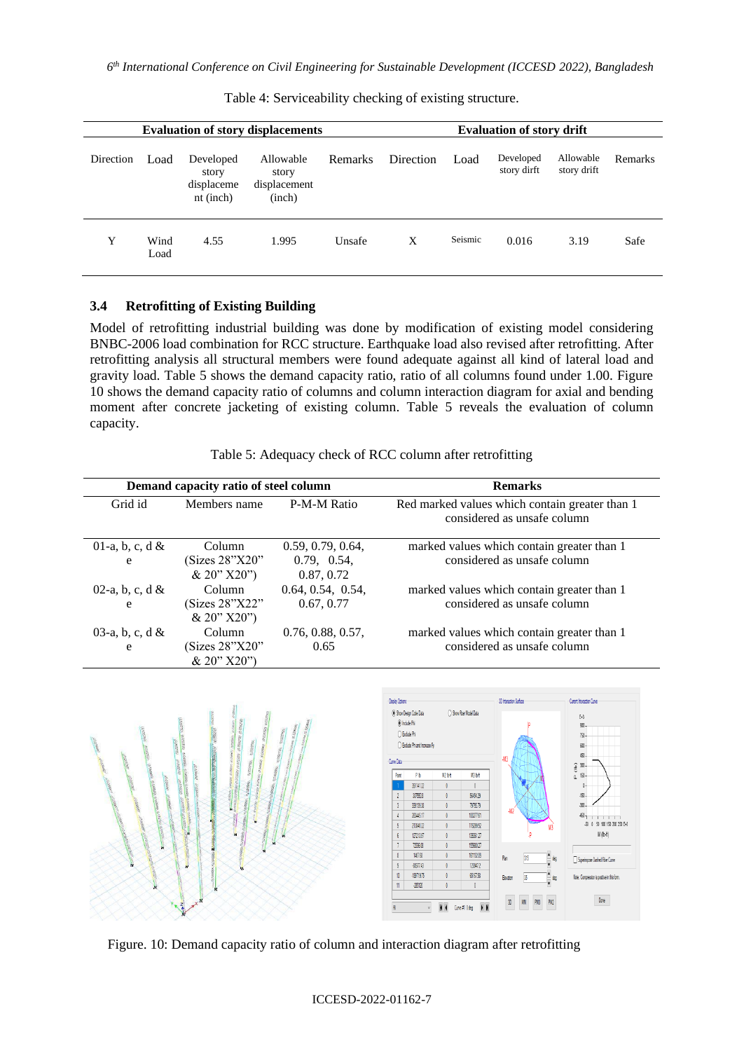Table 4: Serviceability checking of existing structure.

| Evaluation of story displacements | | | | | Evaluation of story drift | | | | |
|---|---|---|---|---|---|---|---|---|---|
| Direction | Load | Developed story displacement (inch) | Allowable story displacement (inch) | Remarks | Direction | Load | Developed story dirft | Allowable story dirft | Remarks |
| Y | Wind Load | 4.55 | 1.995 | Unsafe | X | Seismic | 0.016 | 3.19 | Safe |

## 3.4 Retrofitting of Existing Building

Model of retrofitting industrial building was done by modification of existing model considering BNBC-2006 load combination for RCC structure. Earthquake load also revised after retrofitting. After retrofitting analysis all structural members were found adequate against all kind of lateral load and gravity load. Table 5 shows the demand capacity ratio, ratio of all columns found under 1.00. Figure 10 shows the demand capacity ratio of columns and column interaction diagram for axial and bending moment after concrete jacketing of existing column. Table 5 reveals the evaluation of column capacity.

Table 5: Adequacy check of RCC column after retrofitting

| Demand capacity ratio of steel column | | | Remarks |
|---|---|---|---|
| Grid id | Members name | P-M-M Ratio | Red marked values which contain greater than 1 considered as unsafe column |
| 01-a, b, c, d & e | Column (Sizes 28”X20” & 20” X20”) | 0.59, 0.79, 0.64, 0.79, 0.54, 0.87, 0.72 | marked values which contain greater than 1 considered as unsafe column |
| 02-a, b, c, d & e | Column (Sizes 28”X22” & 20” X20”) | 0.64, 0.54, 0.54, 0.67, 0.77 | marked values which contain greater than 1 considered as unsafe column |
| 03-a, b, c, d & e | Column (Sizes 28”X20” & 20” X20”) | 0.76, 0.88, 0.57, 0.65 | marked values which contain greater than 1 considered as unsafe column |

Figure. 10: Demand capacity ratio of column and interaction diagram after retrofitting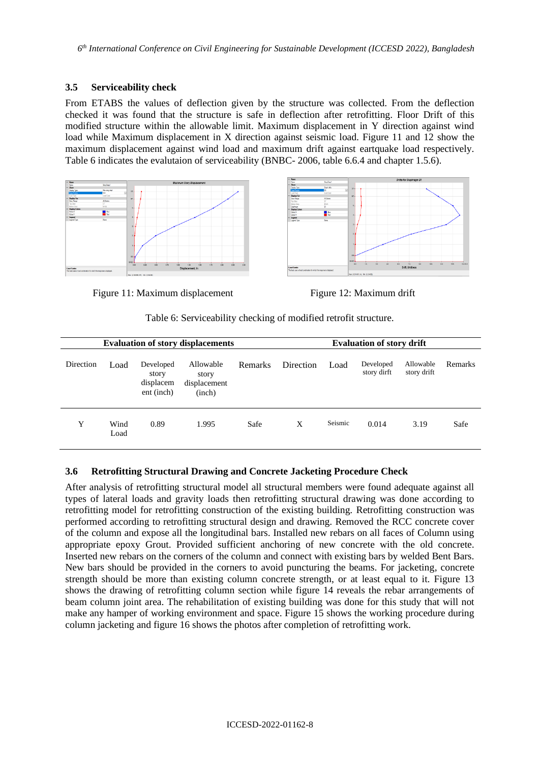### 3.5 Serviceability check

From ETABS the values of deflection given by the structure was collected. From the deflection checked it was found that the structure is safe in deflection after retrofitting. Floor Drift of this modified structure within the allowable limit. Maximum displacement in Y direction against wind load while Maximum displacement in X direction against seismic load. Figure 11 and 12 show the maximum displacement against wind load and maximum drift against eartquake load respectively. Table 6 indicates the evalutaion of serviceability (BNBC- 2006, table 6.6.4 and chapter 1.5.6).

Figure 11: Maximum displacement

Figure 12: Maximum drift

Table 6: Serviceability checking of modified retrofit structure.

| Evaluation of story displacements | | | | | Evaluation of story drift | | | | |
|---|---|---|---|---|---|---|---|---|---|
| Direction | Load | Developed story displacement (inch) | Allowable story displacement (inch) | Remarks | Direction | Load | Developed story dirft | Allowable story drift | Remarks |
| Y | Wind Load | 0.89 | 1.995 | Safe | X | Seismic | 0.014 | 3.19 | Safe |

### 3.6 Retrofitting Structural Drawing and Concrete Jacketing Procedure Check

After analysis of retrofitting structural model all structural members were found adequate against all types of lateral loads and gravity loads then retrofitting structural drawing was done according to retrofitting model for retrofitting construction of the existing building. Retrofitting construction was performed according to retrofitting structural design and drawing. Removed the RCC concrete cover of the column and expose all the longitudinal bars. Installed new rebars on all faces of Column using appropriate epoxy Grout. Provided sufficient anchoring of new concrete with the old concrete. Inserted new rebars on the corners of the column and connect with existing bars by welded Bent Bars. New bars should be provided in the corners to avoid puncturing the beams. For jacketing, concrete strength should be more than existing column concrete strength, or at least equal to it. Figure 13 shows the drawing of retrofitting column section while figure 14 reveals the rebar arrangements of beam column joint area. The rehabilitation of existing building was done for this study that will not make any hamper of working environment and space. Figure 15 shows the working procedure during column jacketing and figure 16 shows the photos after completion of retrofitting work.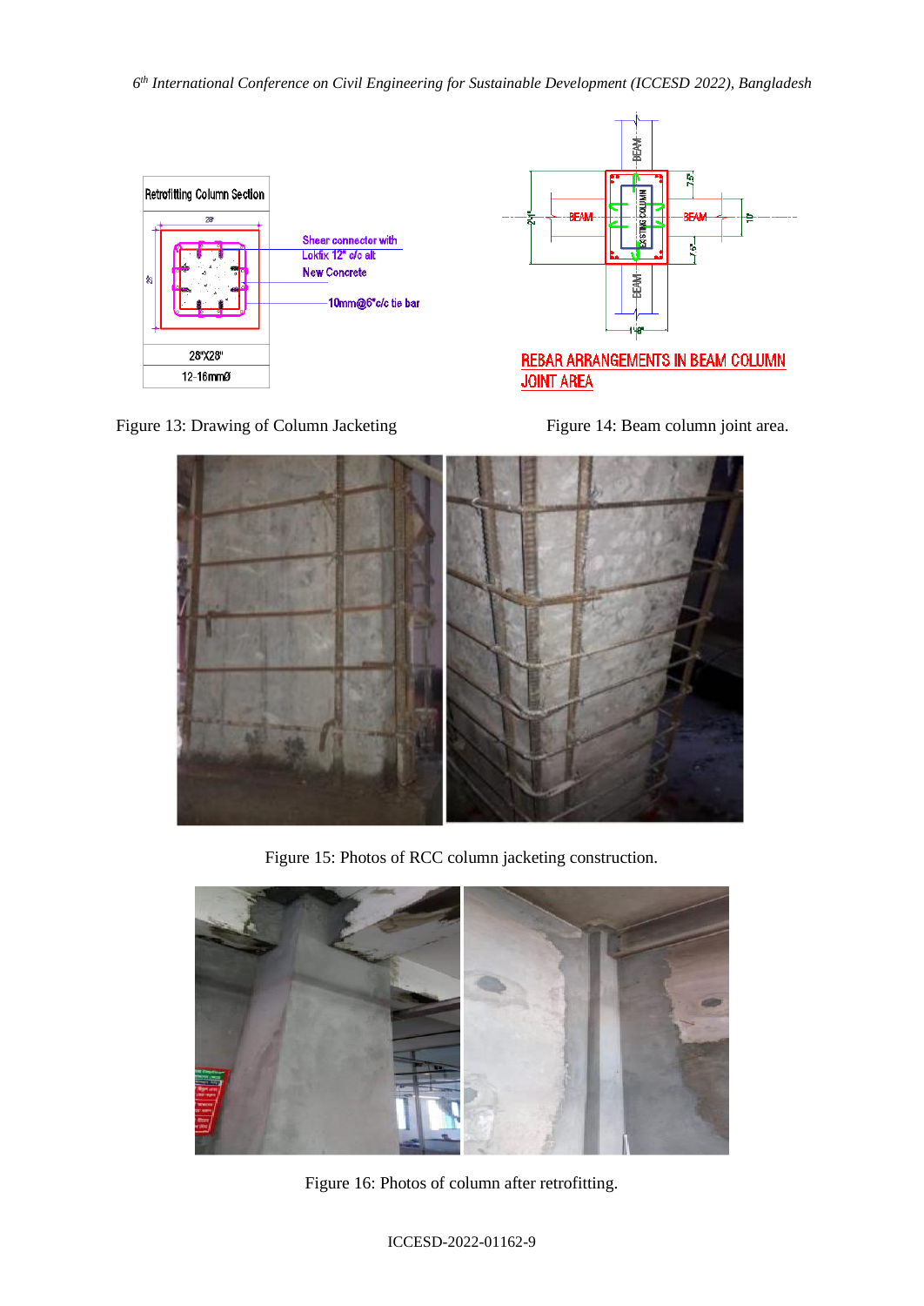Figure 13: Drawing of Column Jacketing

Figure 14: Beam column joint area.

Figure 15: Photos of RCC column jacketing construction.

Figure 16: Photos of column after retrofitting.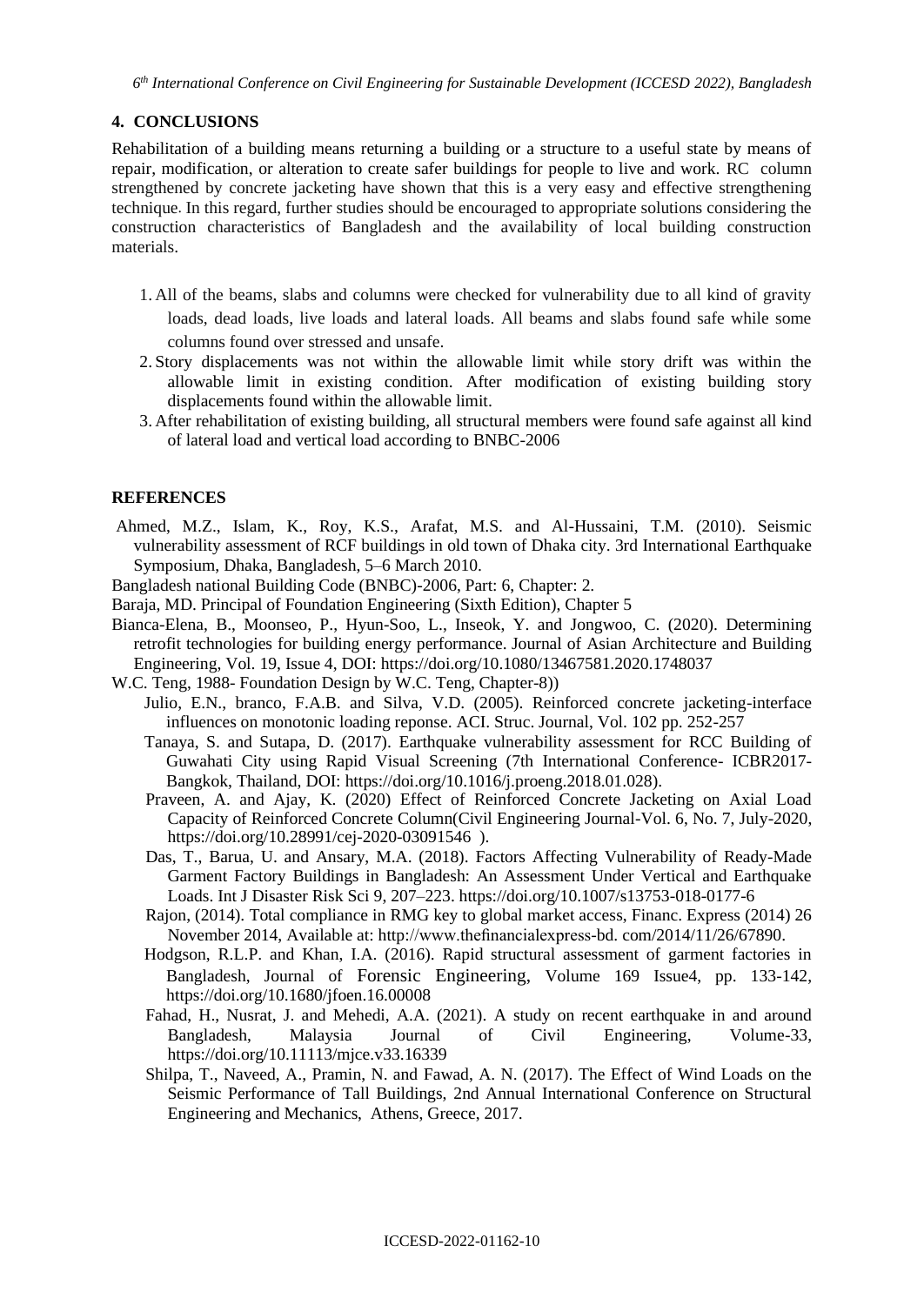## 4. CONCLUSIONS

Rehabilitation of a building means returning a building or a structure to a useful state by means of repair, modification, or alteration to create safer buildings for people to live and work. RC column strengthened by concrete jacketing have shown that this is a very easy and effective strengthening technique. In this regard, further studies should be encouraged to appropriate solutions considering the construction characteristics of Bangladesh and the availability of local building construction materials.

1. All of the beams, slabs and columns were checked for vulnerability due to all kind of gravity loads, dead loads, live loads and lateral loads. All beams and slabs found safe while some columns found over stressed and unsafe.
2. Story displacements was not within the allowable limit while story drift was within the allowable limit in existing condition. After modification of existing building story displacements found within the allowable limit.
3. After rehabilitation of existing building, all structural members were found safe against all kind of lateral load and vertical load according to BNBC-2006

## REFERENCES

Ahmed, M.Z., Islam, K., Roy, K.S., Arafat, M.S. and Al-Hussaini, T.M. (2010). Seismic vulnerability assessment of RCF buildings in old town of Dhaka city. 3rd International Earthquake Symposium, Dhaka, Bangladesh, 5–6 March 2010.

Bangladesh national Building Code (BNBC)-2006, Part: 6, Chapter: 2.

Baraja, MD. Principal of Foundation Engineering (Sixth Edition), Chapter 5

Bianca-Elena, B., Moonseo, P., Hyun-Soo, L., Inseok, Y. and Jongwoo, C. (2020). Determining retrofit technologies for building energy performance. Journal of Asian Architecture and Building Engineering, Vol. 19, Issue 4, DOI: https://doi.org/10.1080/13467581.2020.1748037

W.C. Teng, 1988- Foundation Design by W.C. Teng, Chapter-8))

Julio, E.N., branco, F.A.B. and Silva, V.D. (2005). Reinforced concrete jacketing-interface influences on monotonic loading reponse. ACI. Struc. Journal, Vol. 102 pp. 252-257

Tanaya, S. and Sutapa, D. (2017). Earthquake vulnerability assessment for RCC Building of Guwahati City using Rapid Visual Screening (7th International Conference- ICBR2017- Bangkok, Thailand, DOI: https://doi.org/10.1016/j.proeng.2018.01.028).

Praveen, A. and Ajay, K. (2020) Effect of Reinforced Concrete Jacketing on Axial Load Capacity of Reinforced Concrete Column(Civil Engineering Journal-Vol. 6, No. 7, July-2020, https://doi.org/10.28991/cej-2020-03091546 ).

Das, T., Barua, U. and Ansary, M.A. (2018). Factors Affecting Vulnerability of Ready-Made Garment Factory Buildings in Bangladesh: An Assessment Under Vertical and Earthquake Loads. Int J Disaster Risk Sci 9, 207–223. https://doi.org/10.1007/s13753-018-0177-6

Rajon, (2014). Total compliance in RMG key to global market access, Financ. Express (2014) 26 November 2014, Available at: http://www.thefinancialexpress-bd. com/2014/11/26/67890.

Hodgson, R.L.P. and Khan, I.A. (2016). Rapid structural assessment of garment factories in Bangladesh, Journal of Forensic Engineering, Volume 169 Issue4, pp. 133-142, https://doi.org/10.1680/jfoen.16.00008

Fahad, H., Nusrat, J. and Mehedi, A.A. (2021). A study on recent earthquake in and around Bangladesh, Malaysia Journal of Civil Engineering, Volume-33, https://doi.org/10.11113/mjce.v33.16339

Shilpa, T., Naveed, A., Pramin, N. and Fawad, A. N. (2017). The Effect of Wind Loads on the Seismic Performance of Tall Buildings, 2nd Annual International Conference on Structural Engineering and Mechanics, Athens, Greece, 2017.